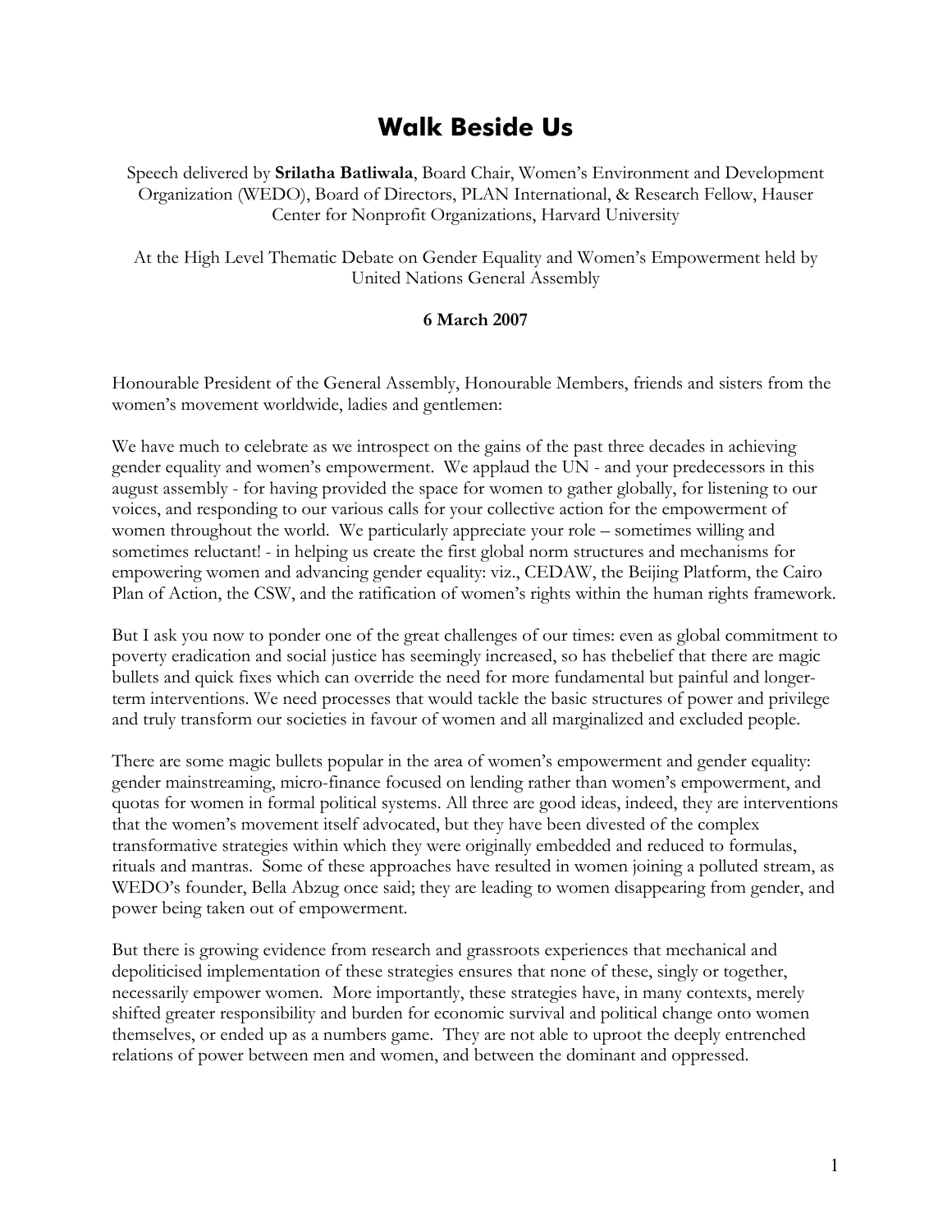# Walk Beside Us

Speech delivered by **Srilatha Batliwala**, Board Chair, Women's Environment and Development Organization (WEDO), Board of Directors, PLAN International, & Research Fellow, Hauser Center for Nonprofit Organizations, Harvard University

At the High Level Thematic Debate on Gender Equality and Women's Empowerment held by United Nations General Assembly

**6 March 2007**

Honourable President of the General Assembly, Honourable Members, friends and sisters from the women's movement worldwide, ladies and gentlemen:

We have much to celebrate as we introspect on the gains of the past three decades in achieving gender equality and women's empowerment. We applaud the UN - and your predecessors in this august assembly - for having provided the space for women to gather globally, for listening to our voices, and responding to our various calls for your collective action for the empowerment of women throughout the world. We particularly appreciate your role – sometimes willing and sometimes reluctant! - in helping us create the first global norm structures and mechanisms for empowering women and advancing gender equality: viz., CEDAW, the Beijing Platform, the Cairo Plan of Action, the CSW, and the ratification of women's rights within the human rights framework.

But I ask you now to ponder one of the great challenges of our times: even as global commitment to poverty eradication and social justice has seemingly increased, so has thebelief that there are magic bullets and quick fixes which can override the need for more fundamental but painful and longer-term interventions. We need processes that would tackle the basic structures of power and privilege and truly transform our societies in favour of women and all marginalized and excluded people.

There are some magic bullets popular in the area of women's empowerment and gender equality: gender mainstreaming, micro-finance focused on lending rather than women's empowerment, and quotas for women in formal political systems. All three are good ideas, indeed, they are interventions that the women's movement itself advocated, but they have been divested of the complex transformative strategies within which they were originally embedded and reduced to formulas, rituals and mantras. Some of these approaches have resulted in women joining a polluted stream, as WEDO's founder, Bella Abzug once said; they are leading to women disappearing from gender, and power being taken out of empowerment.

But there is growing evidence from research and grassroots experiences that mechanical and depoliticised implementation of these strategies ensures that none of these, singly or together, necessarily empower women. More importantly, these strategies have, in many contexts, merely shifted greater responsibility and burden for economic survival and political change onto women themselves, or ended up as a numbers game. They are not able to uproot the deeply entrenched relations of power between men and women, and between the dominant and oppressed.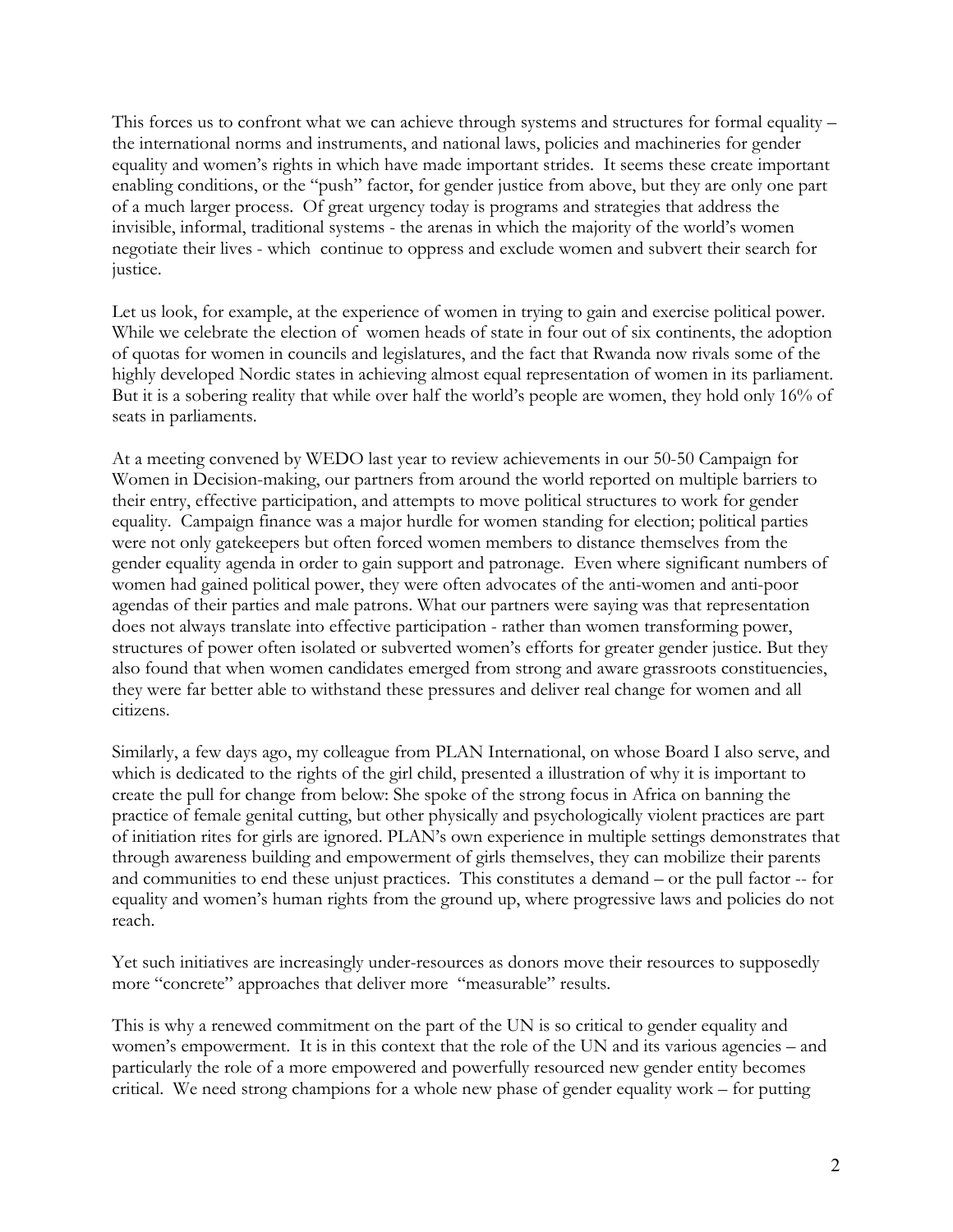This forces us to confront what we can achieve through systems and structures for formal equality – the international norms and instruments, and national laws, policies and machineries for gender equality and women's rights in which have made important strides. It seems these create important enabling conditions, or the "push" factor, for gender justice from above, but they are only one part of a much larger process. Of great urgency today is programs and strategies that address the invisible, informal, traditional systems - the arenas in which the majority of the world's women negotiate their lives - which continue to oppress and exclude women and subvert their search for justice.

Let us look, for example, at the experience of women in trying to gain and exercise political power. While we celebrate the election of women heads of state in four out of six continents, the adoption of quotas for women in councils and legislatures, and the fact that Rwanda now rivals some of the highly developed Nordic states in achieving almost equal representation of women in its parliament. But it is a sobering reality that while over half the world's people are women, they hold only 16% of seats in parliaments.

At a meeting convened by WEDO last year to review achievements in our 50-50 Campaign for Women in Decision-making, our partners from around the world reported on multiple barriers to their entry, effective participation, and attempts to move political structures to work for gender equality. Campaign finance was a major hurdle for women standing for election; political parties were not only gatekeepers but often forced women members to distance themselves from the gender equality agenda in order to gain support and patronage. Even where significant numbers of women had gained political power, they were often advocates of the anti-women and anti-poor agendas of their parties and male patrons. What our partners were saying was that representation does not always translate into effective participation - rather than women transforming power, structures of power often isolated or subverted women's efforts for greater gender justice. But they also found that when women candidates emerged from strong and aware grassroots constituencies, they were far better able to withstand these pressures and deliver real change for women and all citizens.

Similarly, a few days ago, my colleague from PLAN International, on whose Board I also serve, and which is dedicated to the rights of the girl child, presented a illustration of why it is important to create the pull for change from below: She spoke of the strong focus in Africa on banning the practice of female genital cutting, but other physically and psychologically violent practices are part of initiation rites for girls are ignored. PLAN's own experience in multiple settings demonstrates that through awareness building and empowerment of girls themselves, they can mobilize their parents and communities to end these unjust practices. This constitutes a demand – or the pull factor -- for equality and women's human rights from the ground up, where progressive laws and policies do not reach.

Yet such initiatives are increasingly under-resources as donors move their resources to supposedly more "concrete" approaches that deliver more "measurable" results.

This is why a renewed commitment on the part of the UN is so critical to gender equality and women's empowerment. It is in this context that the role of the UN and its various agencies – and particularly the role of a more empowered and powerfully resourced new gender entity becomes critical. We need strong champions for a whole new phase of gender equality work – for putting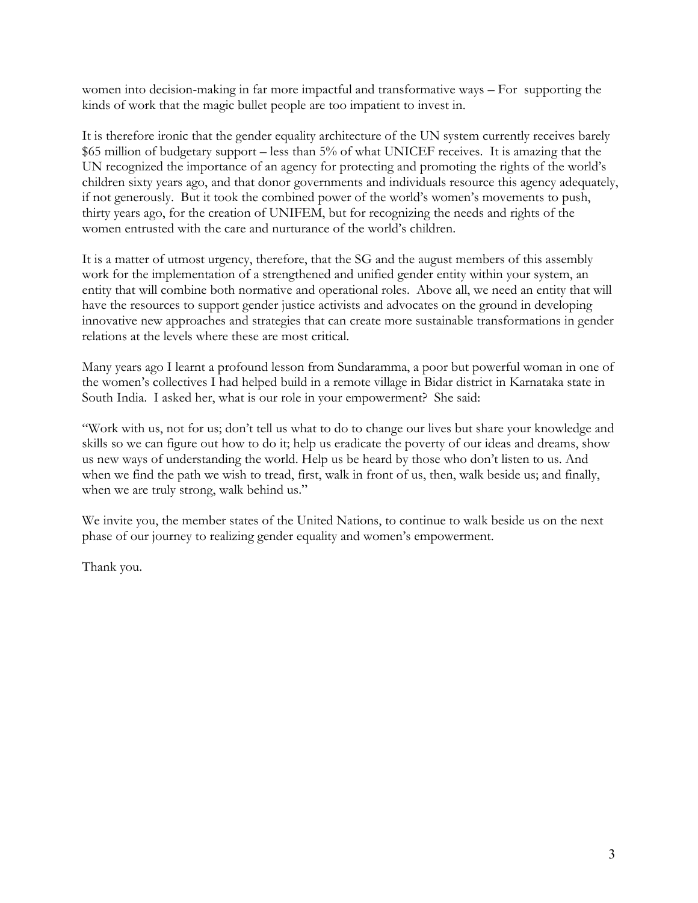women into decision-making in far more impactful and transformative ways – For supporting the kinds of work that the magic bullet people are too impatient to invest in.

It is therefore ironic that the gender equality architecture of the UN system currently receives barely $65 million of budgetary support – less than 5% of what UNICEF receives. It is amazing that the UN recognized the importance of an agency for protecting and promoting the rights of the world's children sixty years ago, and that donor governments and individuals resource this agency adequately, if not generously. But it took the combined power of the world's women's movements to push, thirty years ago, for the creation of UNIFEM, but for recognizing the needs and rights of the women entrusted with the care and nurturance of the world's children.

It is a matter of utmost urgency, therefore, that the SG and the august members of this assembly work for the implementation of a strengthened and unified gender entity within your system, an entity that will combine both normative and operational roles. Above all, we need an entity that will have the resources to support gender justice activists and advocates on the ground in developing innovative new approaches and strategies that can create more sustainable transformations in gender relations at the levels where these are most critical.

Many years ago I learnt a profound lesson from Sundaramma, a poor but powerful woman in one of the women's collectives I had helped build in a remote village in Bidar district in Karnataka state in South India. I asked her, what is our role in your empowerment? She said:

"Work with us, not for us; don't tell us what to do to change our lives but share your knowledge and skills so we can figure out how to do it; help us eradicate the poverty of our ideas and dreams, show us new ways of understanding the world. Help us be heard by those who don't listen to us. And when we find the path we wish to tread, first, walk in front of us, then, walk beside us; and finally, when we are truly strong, walk behind us."

We invite you, the member states of the United Nations, to continue to walk beside us on the next phase of our journey to realizing gender equality and women's empowerment.

Thank you.